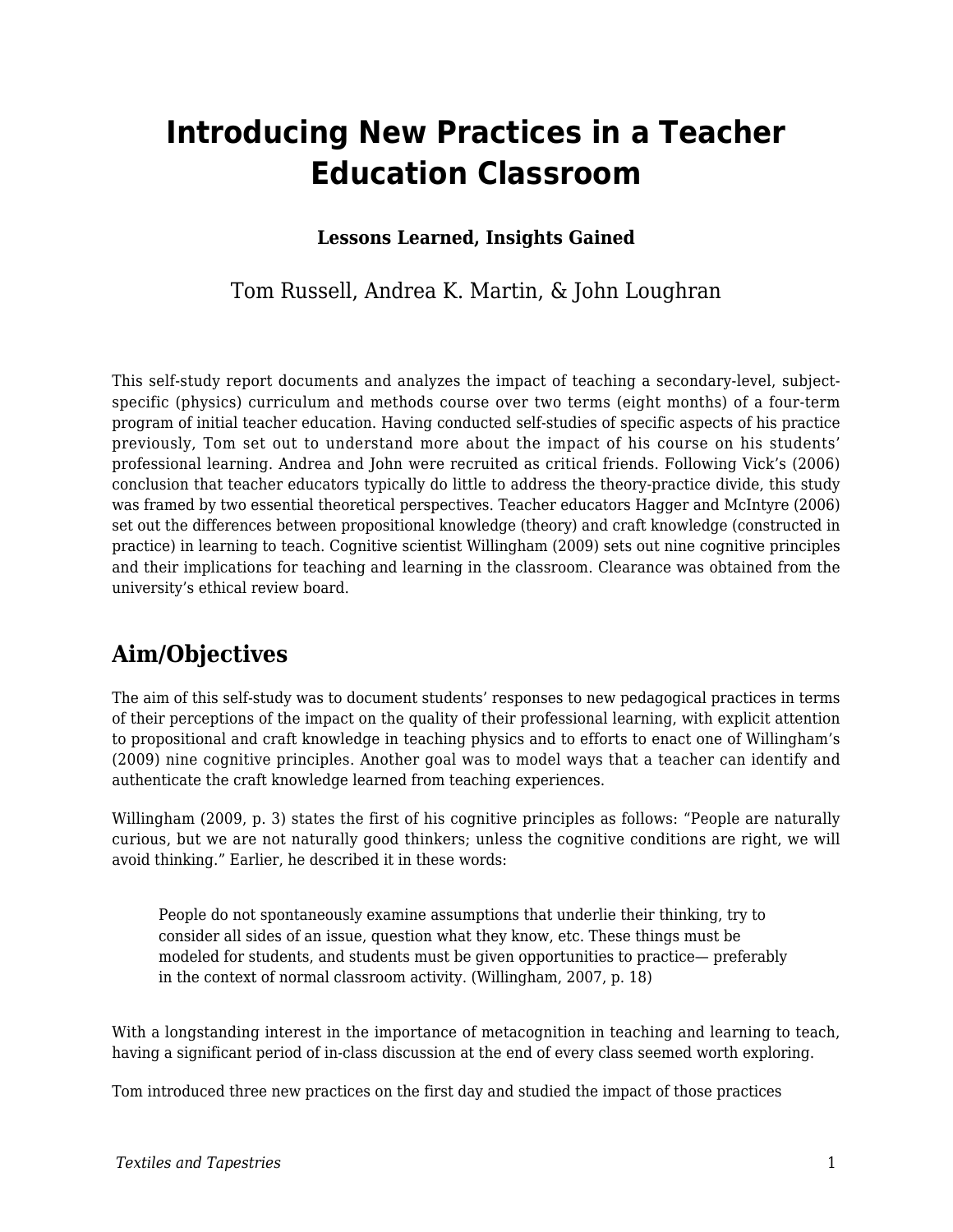# Introducing New Practices in a Teacher Education Classroom

**Lessons Learned, Insights Gained**

Tom Russell, Andrea K. Martin, & John Loughran

This self-study report documents and analyzes the impact of teaching a secondary-level, subject-specific (physics) curriculum and methods course over two terms (eight months) of a four-term program of initial teacher education. Having conducted self-studies of specific aspects of his practice previously, Tom set out to understand more about the impact of his course on his students' professional learning. Andrea and John were recruited as critical friends. Following Vick's (2006) conclusion that teacher educators typically do little to address the theory-practice divide, this study was framed by two essential theoretical perspectives. Teacher educators Hagger and McIntyre (2006) set out the differences between propositional knowledge (theory) and craft knowledge (constructed in practice) in learning to teach. Cognitive scientist Willingham (2009) sets out nine cognitive principles and their implications for teaching and learning in the classroom. Clearance was obtained from the university's ethical review board.

## Aim/Objectives

The aim of this self-study was to document students' responses to new pedagogical practices in terms of their perceptions of the impact on the quality of their professional learning, with explicit attention to propositional and craft knowledge in teaching physics and to efforts to enact one of Willingham's (2009) nine cognitive principles. Another goal was to model ways that a teacher can identify and authenticate the craft knowledge learned from teaching experiences.

Willingham (2009, p. 3) states the first of his cognitive principles as follows: "People are naturally curious, but we are not naturally good thinkers; unless the cognitive conditions are right, we will avoid thinking." Earlier, he described it in these words:

> People do not spontaneously examine assumptions that underlie their thinking, try to consider all sides of an issue, question what they know, etc. These things must be modeled for students, and students must be given opportunities to practice— preferably in the context of normal classroom activity. (Willingham, 2007, p. 18)

With a longstanding interest in the importance of metacognition in teaching and learning to teach, having a significant period of in-class discussion at the end of every class seemed worth exploring.

Tom introduced three new practices on the first day and studied the impact of those practices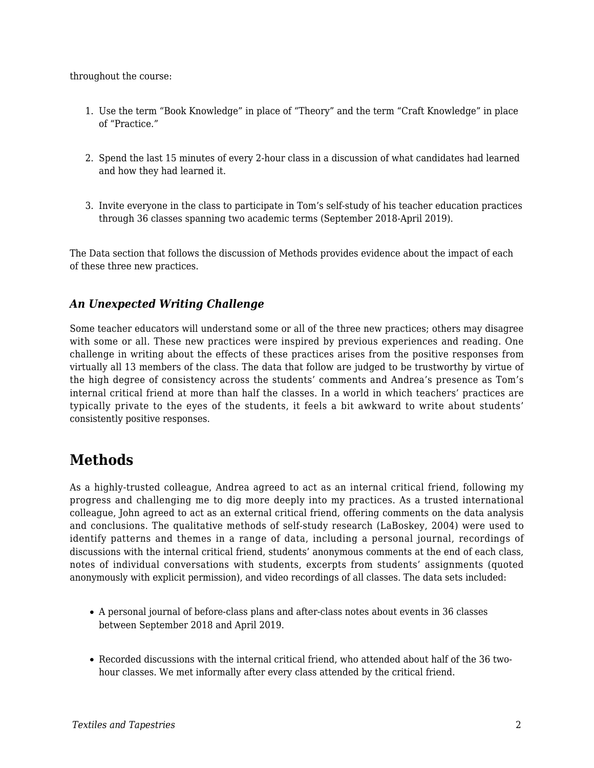throughout the course:

1. Use the term "Book Knowledge" in place of "Theory" and the term "Craft Knowledge" in place of "Practice."
2. Spend the last 15 minutes of every 2-hour class in a discussion of what candidates had learned and how they had learned it.
3. Invite everyone in the class to participate in Tom's self-study of his teacher education practices through 36 classes spanning two academic terms (September 2018-April 2019).

The Data section that follows the discussion of Methods provides evidence about the impact of each of these three new practices.

### *An Unexpected Writing Challenge*

Some teacher educators will understand some or all of the three new practices; others may disagree with some or all. These new practices were inspired by previous experiences and reading. One challenge in writing about the effects of these practices arises from the positive responses from virtually all 13 members of the class. The data that follow are judged to be trustworthy by virtue of the high degree of consistency across the students' comments and Andrea's presence as Tom's internal critical friend at more than half the classes. In a world in which teachers' practices are typically private to the eyes of the students, it feels a bit awkward to write about students' consistently positive responses.

## Methods

As a highly-trusted colleague, Andrea agreed to act as an internal critical friend, following my progress and challenging me to dig more deeply into my practices. As a trusted international colleague, John agreed to act as an external critical friend, offering comments on the data analysis and conclusions. The qualitative methods of self-study research (LaBoskey, 2004) were used to identify patterns and themes in a range of data, including a personal journal, recordings of discussions with the internal critical friend, students' anonymous comments at the end of each class, notes of individual conversations with students, excerpts from students' assignments (quoted anonymously with explicit permission), and video recordings of all classes. The data sets included:

- A personal journal of before-class plans and after-class notes about events in 36 classes between September 2018 and April 2019.
- Recorded discussions with the internal critical friend, who attended about half of the 36 two-hour classes. We met informally after every class attended by the critical friend.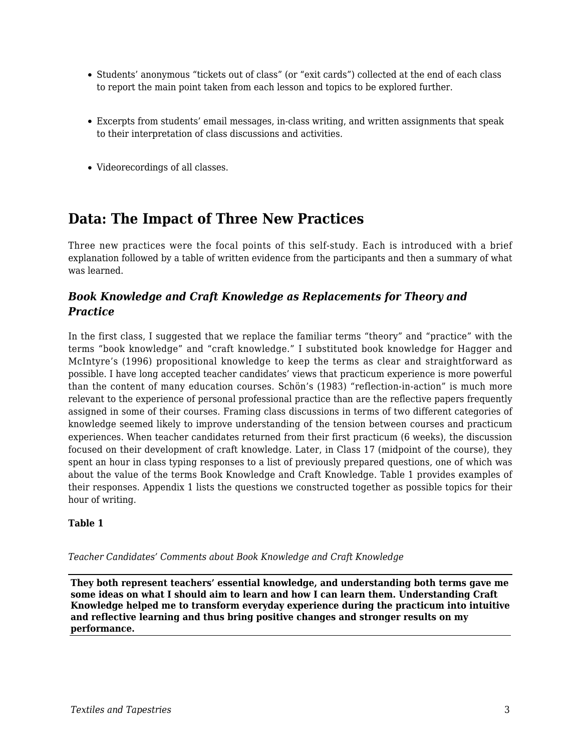- Students' anonymous "tickets out of class" (or "exit cards") collected at the end of each class to report the main point taken from each lesson and topics to be explored further.
- Excerpts from students' email messages, in-class writing, and written assignments that speak to their interpretation of class discussions and activities.
- Videorecordings of all classes.

## Data: The Impact of Three New Practices

Three new practices were the focal points of this self-study. Each is introduced with a brief explanation followed by a table of written evidence from the participants and then a summary of what was learned.

### *Book Knowledge and Craft Knowledge as Replacements for Theory and Practice*

In the first class, I suggested that we replace the familiar terms "theory" and "practice" with the terms "book knowledge" and "craft knowledge." I substituted book knowledge for Hagger and McIntyre's (1996) propositional knowledge to keep the terms as clear and straightforward as possible. I have long accepted teacher candidates' views that practicum experience is more powerful than the content of many education courses. Schön's (1983) "reflection-in-action" is much more relevant to the experience of personal professional practice than are the reflective papers frequently assigned in some of their courses. Framing class discussions in terms of two different categories of knowledge seemed likely to improve understanding of the tension between courses and practicum experiences. When teacher candidates returned from their first practicum (6 weeks), the discussion focused on their development of craft knowledge. Later, in Class 17 (midpoint of the course), they spent an hour in class typing responses to a list of previously prepared questions, one of which was about the value of the terms Book Knowledge and Craft Knowledge. Table 1 provides examples of their responses. Appendix 1 lists the questions we constructed together as possible topics for their hour of writing.

**Table 1**

*Teacher Candidates' Comments about Book Knowledge and Craft Knowledge*

| They both represent teachers' essential knowledge, and understanding both terms gave me some ideas on what I should aim to learn and how I can learn them. Understanding Craft Knowledge helped me to transform everyday experience during the practicum into intuitive and reflective learning and thus bring positive changes and stronger results on my performance. |
|---|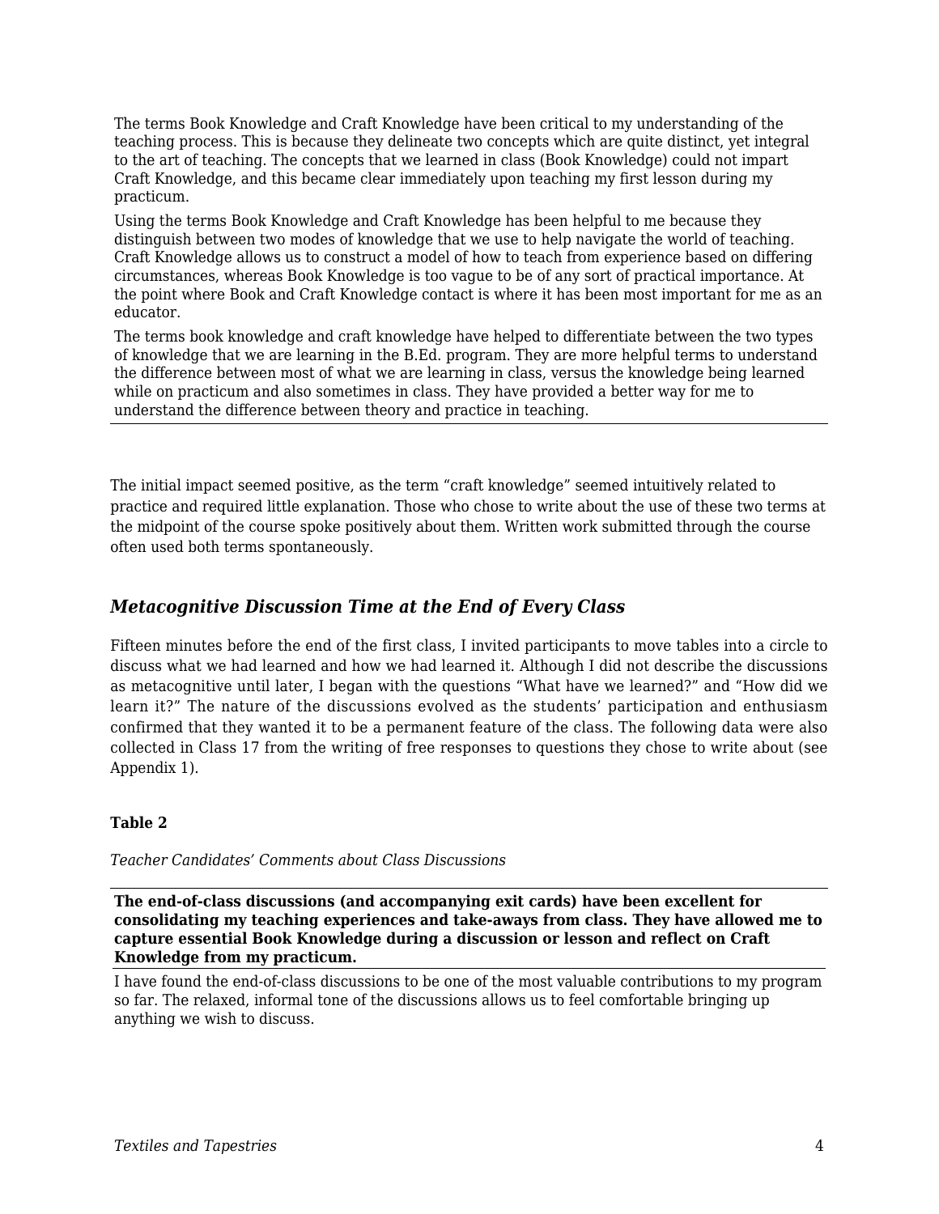| |
|---|
| The terms Book Knowledge and Craft Knowledge have been critical to my understanding of the teaching process. This is because they delineate two concepts which are quite distinct, yet integral to the art of teaching. The concepts that we learned in class (Book Knowledge) could not impart Craft Knowledge, and this became clear immediately upon teaching my first lesson during my practicum. |
| Using the terms Book Knowledge and Craft Knowledge has been helpful to me because they distinguish between two modes of knowledge that we use to help navigate the world of teaching. Craft Knowledge allows us to construct a model of how to teach from experience based on differing circumstances, whereas Book Knowledge is too vague to be of any sort of practical importance. At the point where Book and Craft Knowledge contact is where it has been most important for me as an educator. |
| The terms book knowledge and craft knowledge have helped to differentiate between the two types of knowledge that we are learning in the B.Ed. program. They are more helpful terms to understand the difference between most of what we are learning in class, versus the knowledge being learned while on practicum and also sometimes in class. They have provided a better way for me to understand the difference between theory and practice in teaching. |

The initial impact seemed positive, as the term "craft knowledge" seemed intuitively related to practice and required little explanation. Those who chose to write about the use of these two terms at the midpoint of the course spoke positively about them. Written work submitted through the course often used both terms spontaneously.

### *Metacognitive Discussion Time at the End of Every Class*

Fifteen minutes before the end of the first class, I invited participants to move tables into a circle to discuss what we had learned and how we had learned it. Although I did not describe the discussions as metacognitive until later, I began with the questions "What have we learned?" and "How did we learn it?" The nature of the discussions evolved as the students' participation and enthusiasm confirmed that they wanted it to be a permanent feature of the class. The following data were also collected in Class 17 from the writing of free responses to questions they chose to write about (see Appendix 1).

**Table 2**

*Teacher Candidates' Comments about Class Discussions*

| **The end-of-class discussions (and accompanying exit cards) have been excellent for consolidating my teaching experiences and take-aways from class. They have allowed me to capture essential Book Knowledge during a discussion or lesson and reflect on Craft Knowledge from my practicum.** |
|---|
| I have found the end-of-class discussions to be one of the most valuable contributions to my program so far. The relaxed, informal tone of the discussions allows us to feel comfortable bringing up anything we wish to discuss. |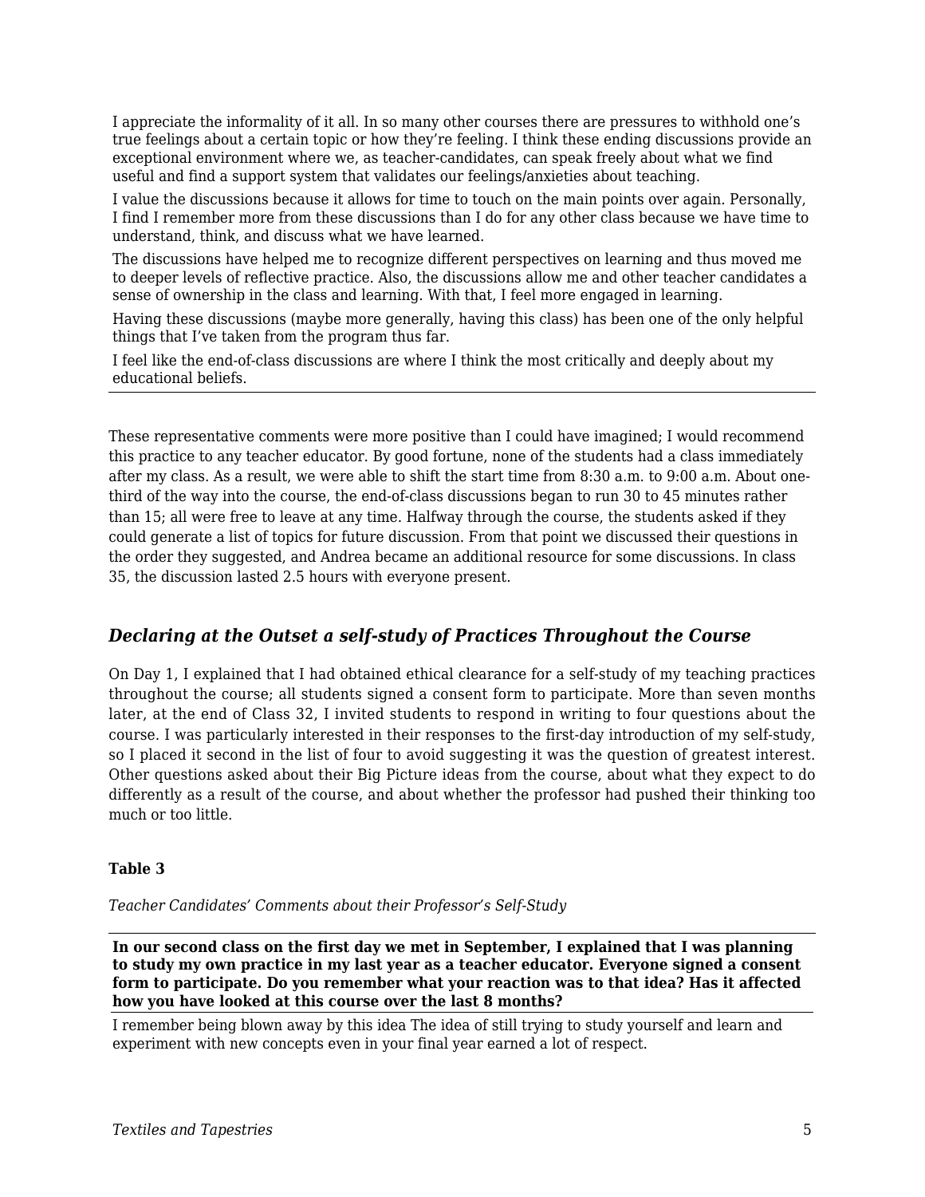| |
|---|
| I appreciate the informality of it all. In so many other courses there are pressures to withhold one's true feelings about a certain topic or how they're feeling. I think these ending discussions provide an exceptional environment where we, as teacher-candidates, can speak freely about what we find useful and find a support system that validates our feelings/anxieties about teaching. |
| I value the discussions because it allows for time to touch on the main points over again. Personally, I find I remember more from these discussions than I do for any other class because we have time to understand, think, and discuss what we have learned. |
| The discussions have helped me to recognize different perspectives on learning and thus moved me to deeper levels of reflective practice. Also, the discussions allow me and other teacher candidates a sense of ownership in the class and learning. With that, I feel more engaged in learning. |
| Having these discussions (maybe more generally, having this class) has been one of the only helpful things that I've taken from the program thus far. |
| I feel like the end-of-class discussions are where I think the most critically and deeply about my educational beliefs. |

These representative comments were more positive than I could have imagined; I would recommend this practice to any teacher educator. By good fortune, none of the students had a class immediately after my class. As a result, we were able to shift the start time from 8:30 a.m. to 9:00 a.m. About one-third of the way into the course, the end-of-class discussions began to run 30 to 45 minutes rather than 15; all were free to leave at any time. Halfway through the course, the students asked if they could generate a list of topics for future discussion. From that point we discussed their questions in the order they suggested, and Andrea became an additional resource for some discussions. In class 35, the discussion lasted 2.5 hours with everyone present.

## *Declaring at the Outset a self-study of Practices Throughout the Course*

On Day 1, I explained that I had obtained ethical clearance for a self-study of my teaching practices throughout the course; all students signed a consent form to participate. More than seven months later, at the end of Class 32, I invited students to respond in writing to four questions about the course. I was particularly interested in their responses to the first-day introduction of my self-study, so I placed it second in the list of four to avoid suggesting it was the question of greatest interest. Other questions asked about their Big Picture ideas from the course, about what they expect to do differently as a result of the course, and about whether the professor had pushed their thinking too much or too little.

**Table 3**

*Teacher Candidates' Comments about their Professor's Self-Study*

| **In our second class on the first day we met in September, I explained that I was planning to study my own practice in my last year as a teacher educator. Everyone signed a consent form to participate. Do you remember what your reaction was to that idea? Has it affected how you have looked at this course over the last 8 months?** |
|---|
| I remember being blown away by this idea The idea of still trying to study yourself and learn and experiment with new concepts even in your final year earned a lot of respect. |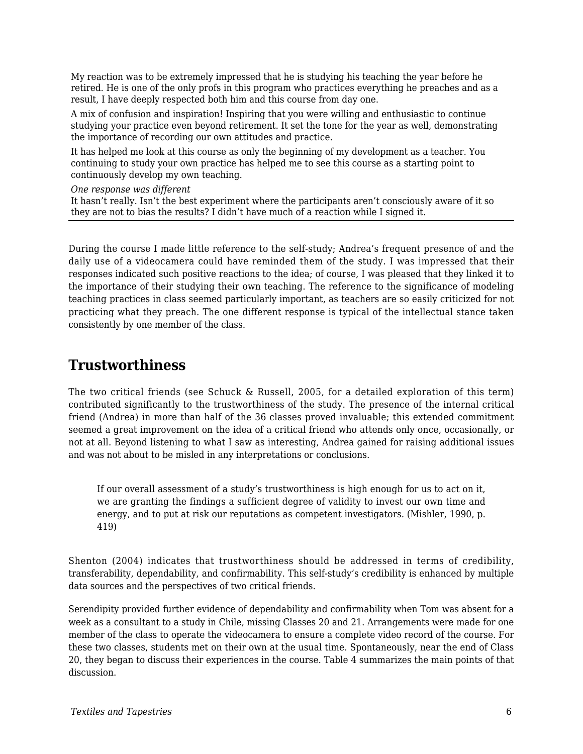My reaction was to be extremely impressed that he is studying his teaching the year before he retired. He is one of the only profs in this program who practices everything he preaches and as a result, I have deeply respected both him and this course from day one.

A mix of confusion and inspiration! Inspiring that you were willing and enthusiastic to continue studying your practice even beyond retirement. It set the tone for the year as well, demonstrating the importance of recording our own attitudes and practice.

It has helped me look at this course as only the beginning of my development as a teacher. You continuing to study your own practice has helped me to see this course as a starting point to continuously develop my own teaching.

*One response was different*

It hasn't really. Isn't the best experiment where the participants aren't consciously aware of it so they are not to bias the results? I didn't have much of a reaction while I signed it.

During the course I made little reference to the self-study; Andrea's frequent presence of and the daily use of a videocamera could have reminded them of the study. I was impressed that their responses indicated such positive reactions to the idea; of course, I was pleased that they linked it to the importance of their studying their own teaching. The reference to the significance of modeling teaching practices in class seemed particularly important, as teachers are so easily criticized for not practicing what they preach. The one different response is typical of the intellectual stance taken consistently by one member of the class.

## Trustworthiness

The two critical friends (see Schuck & Russell, 2005, for a detailed exploration of this term) contributed significantly to the trustworthiness of the study. The presence of the internal critical friend (Andrea) in more than half of the 36 classes proved invaluable; this extended commitment seemed a great improvement on the idea of a critical friend who attends only once, occasionally, or not at all. Beyond listening to what I saw as interesting, Andrea gained for raising additional issues and was not about to be misled in any interpretations or conclusions.

> If our overall assessment of a study's trustworthiness is high enough for us to act on it, we are granting the findings a sufficient degree of validity to invest our own time and energy, and to put at risk our reputations as competent investigators. (Mishler, 1990, p. 419)

Shenton (2004) indicates that trustworthiness should be addressed in terms of credibility, transferability, dependability, and confirmability. This self-study's credibility is enhanced by multiple data sources and the perspectives of two critical friends.

Serendipity provided further evidence of dependability and confirmability when Tom was absent for a week as a consultant to a study in Chile, missing Classes 20 and 21. Arrangements were made for one member of the class to operate the videocamera to ensure a complete video record of the course. For these two classes, students met on their own at the usual time. Spontaneously, near the end of Class 20, they began to discuss their experiences in the course. Table 4 summarizes the main points of that discussion.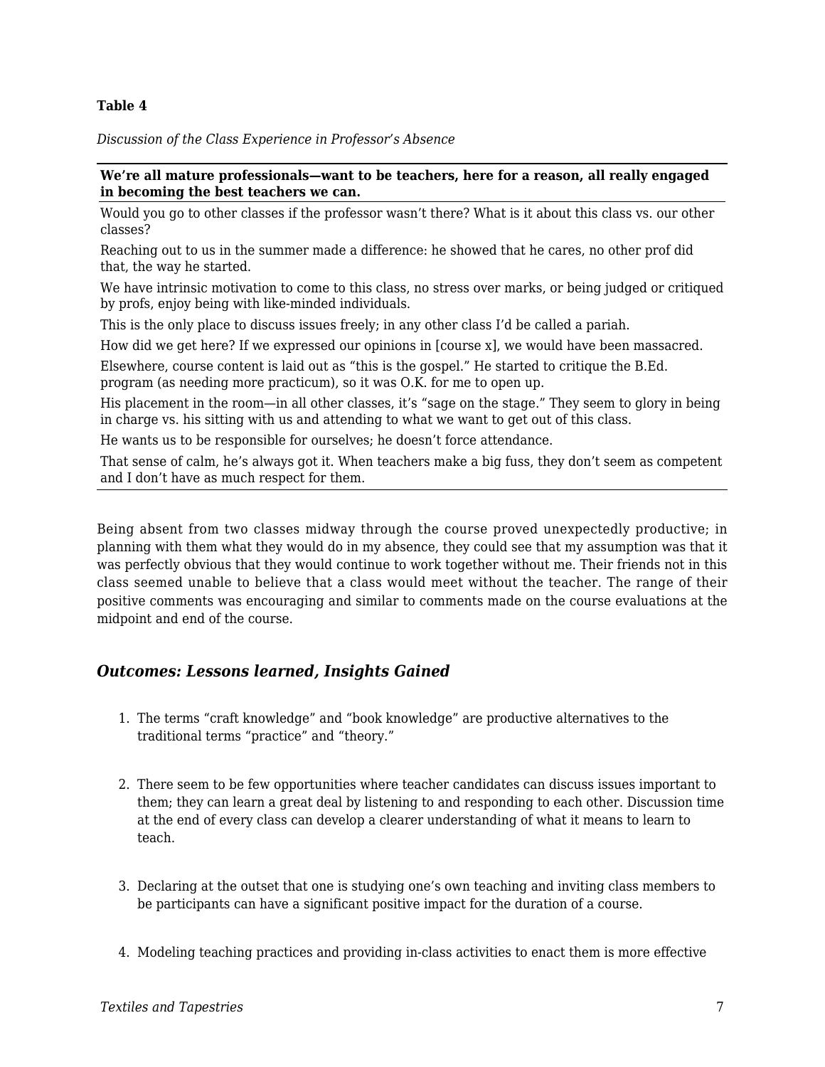**Table 4**

*Discussion of the Class Experience in Professor's Absence*

| We're all mature professionals—want to be teachers, here for a reason, all really engaged in becoming the best teachers we can. |
|---|
| Would you go to other classes if the professor wasn't there? What is it about this class vs. our other classes? |
| Reaching out to us in the summer made a difference: he showed that he cares, no other prof did that, the way he started. |
| We have intrinsic motivation to come to this class, no stress over marks, or being judged or critiqued by profs, enjoy being with like-minded individuals. |
| This is the only place to discuss issues freely; in any other class I'd be called a pariah. |
| How did we get here? If we expressed our opinions in [course x], we would have been massacred. |
| Elsewhere, course content is laid out as "this is the gospel." He started to critique the B.Ed. program (as needing more practicum), so it was O.K. for me to open up. |
| His placement in the room—in all other classes, it's "sage on the stage." They seem to glory in being in charge vs. his sitting with us and attending to what we want to get out of this class. |
| He wants us to be responsible for ourselves; he doesn't force attendance. |
| That sense of calm, he's always got it. When teachers make a big fuss, they don't seem as competent and I don't have as much respect for them. |

Being absent from two classes midway through the course proved unexpectedly productive; in planning with them what they would do in my absence, they could see that my assumption was that it was perfectly obvious that they would continue to work together without me. Their friends not in this class seemed unable to believe that a class would meet without the teacher. The range of their positive comments was encouraging and similar to comments made on the course evaluations at the midpoint and end of the course.

## *Outcomes: Lessons learned, Insights Gained*

1. The terms "craft knowledge" and "book knowledge" are productive alternatives to the traditional terms "practice" and "theory."

2. There seem to be few opportunities where teacher candidates can discuss issues important to them; they can learn a great deal by listening to and responding to each other. Discussion time at the end of every class can develop a clearer understanding of what it means to learn to teach.

3. Declaring at the outset that one is studying one's own teaching and inviting class members to be participants can have a significant positive impact for the duration of a course.

4. Modeling teaching practices and providing in-class activities to enact them is more effective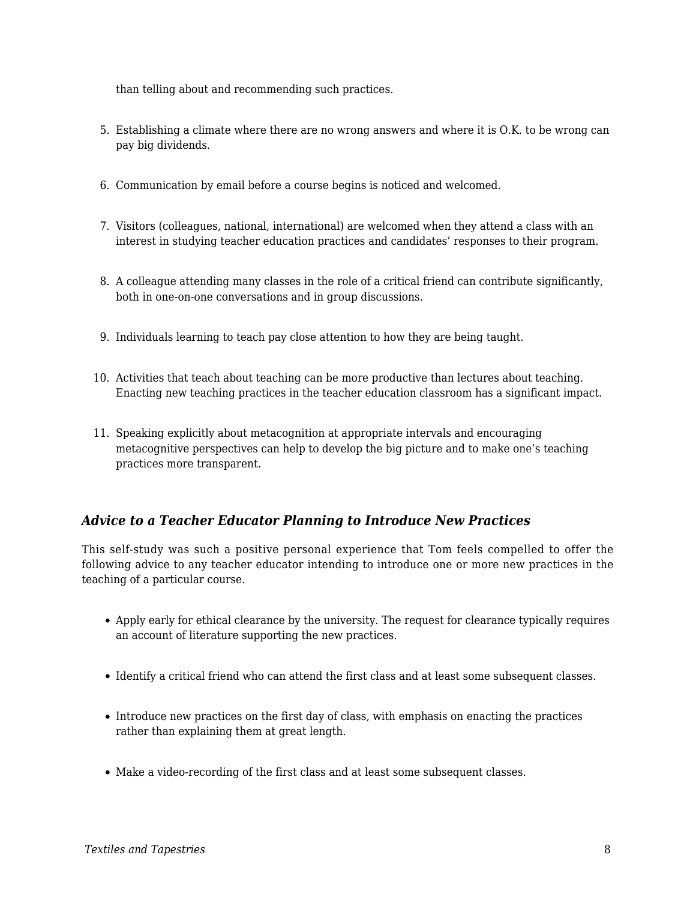than telling about and recommending such practices.

5. Establishing a climate where there are no wrong answers and where it is O.K. to be wrong can pay big dividends.
6. Communication by email before a course begins is noticed and welcomed.
7. Visitors (colleagues, national, international) are welcomed when they attend a class with an interest in studying teacher education practices and candidates' responses to their program.
8. A colleague attending many classes in the role of a critical friend can contribute significantly, both in one-on-one conversations and in group discussions.
9. Individuals learning to teach pay close attention to how they are being taught.
10. Activities that teach about teaching can be more productive than lectures about teaching. Enacting new teaching practices in the teacher education classroom has a significant impact.
11. Speaking explicitly about metacognition at appropriate intervals and encouraging metacognitive perspectives can help to develop the big picture and to make one's teaching practices more transparent.

### *Advice to a Teacher Educator Planning to Introduce New Practices*

This self-study was such a positive personal experience that Tom feels compelled to offer the following advice to any teacher educator intending to introduce one or more new practices in the teaching of a particular course.

- Apply early for ethical clearance by the university. The request for clearance typically requires an account of literature supporting the new practices.
- Identify a critical friend who can attend the first class and at least some subsequent classes.
- Introduce new practices on the first day of class, with emphasis on enacting the practices rather than explaining them at great length.
- Make a video-recording of the first class and at least some subsequent classes.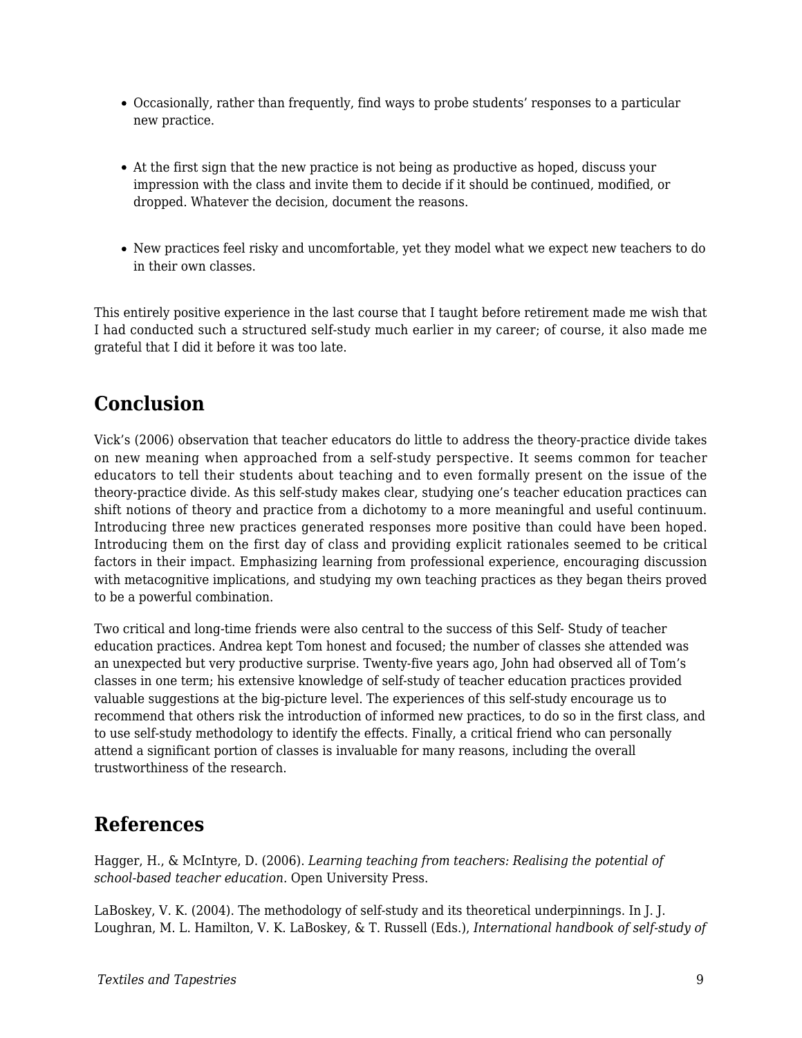- Occasionally, rather than frequently, find ways to probe students' responses to a particular new practice.

- At the first sign that the new practice is not being as productive as hoped, discuss your impression with the class and invite them to decide if it should be continued, modified, or dropped. Whatever the decision, document the reasons.

- New practices feel risky and uncomfortable, yet they model what we expect new teachers to do in their own classes.

This entirely positive experience in the last course that I taught before retirement made me wish that I had conducted such a structured self-study much earlier in my career; of course, it also made me grateful that I did it before it was too late.

## Conclusion

Vick's (2006) observation that teacher educators do little to address the theory-practice divide takes on new meaning when approached from a self-study perspective. It seems common for teacher educators to tell their students about teaching and to even formally present on the issue of the theory-practice divide. As this self-study makes clear, studying one's teacher education practices can shift notions of theory and practice from a dichotomy to a more meaningful and useful continuum. Introducing three new practices generated responses more positive than could have been hoped. Introducing them on the first day of class and providing explicit rationales seemed to be critical factors in their impact. Emphasizing learning from professional experience, encouraging discussion with metacognitive implications, and studying my own teaching practices as they began theirs proved to be a powerful combination.

Two critical and long-time friends were also central to the success of this Self- Study of teacher education practices. Andrea kept Tom honest and focused; the number of classes she attended was an unexpected but very productive surprise. Twenty-five years ago, John had observed all of Tom's classes in one term; his extensive knowledge of self-study of teacher education practices provided valuable suggestions at the big-picture level. The experiences of this self-study encourage us to recommend that others risk the introduction of informed new practices, to do so in the first class, and to use self-study methodology to identify the effects. Finally, a critical friend who can personally attend a significant portion of classes is invaluable for many reasons, including the overall trustworthiness of the research.

## References

Hagger, H., & McIntyre, D. (2006). *Learning teaching from teachers: Realising the potential of school-based teacher education.* Open University Press.

LaBoskey, V. K. (2004). The methodology of self-study and its theoretical underpinnings. In J. J. Loughran, M. L. Hamilton, V. K. LaBoskey, & T. Russell (Eds.), *International handbook of self-study of*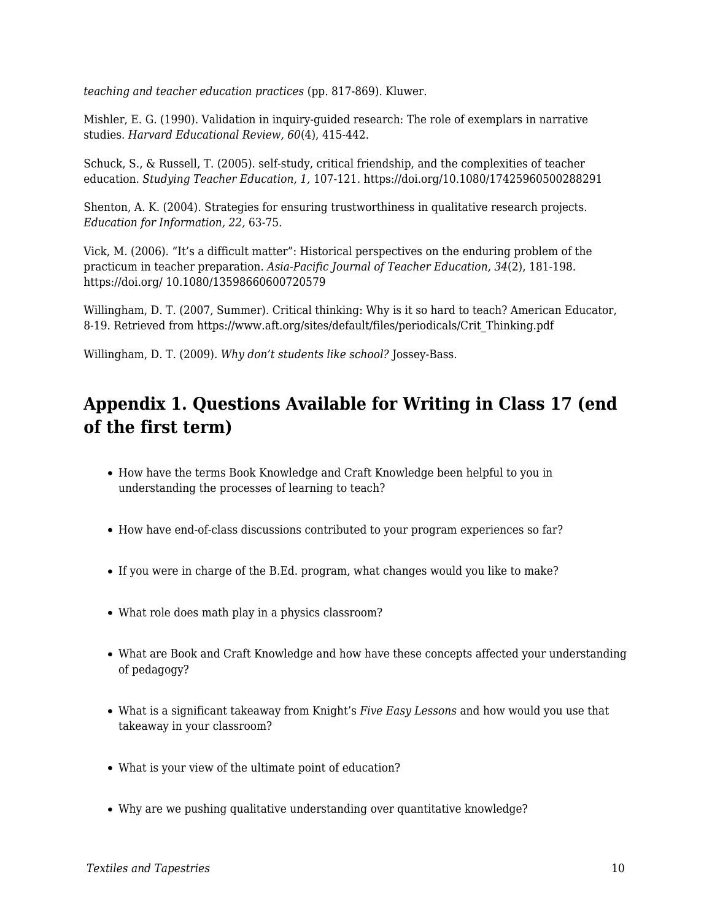*teaching and teacher education practices* (pp. 817-869). Kluwer.

Mishler, E. G. (1990). Validation in inquiry-guided research: The role of exemplars in narrative studies. *Harvard Educational Review, 60*(4), 415-442.

Schuck, S., & Russell, T. (2005). self-study, critical friendship, and the complexities of teacher education. *Studying Teacher Education, 1,* 107-121. https://doi.org/10.1080/17425960500288291

Shenton, A. K. (2004). Strategies for ensuring trustworthiness in qualitative research projects. *Education for Information, 22,* 63-75.

Vick, M. (2006). “It’s a difficult matter”: Historical perspectives on the enduring problem of the practicum in teacher preparation. *Asia-Pacific Journal of Teacher Education, 34*(2), 181-198. https://doi.org/ 10.1080/13598660600720579

Willingham, D. T. (2007, Summer). Critical thinking: Why is it so hard to teach? American Educator, 8-19. Retrieved from https://www.aft.org/sites/default/files/periodicals/Crit_Thinking.pdf

Willingham, D. T. (2009). *Why don’t students like school?* Jossey-Bass.

## Appendix 1. Questions Available for Writing in Class 17 (end of the first term)

- How have the terms Book Knowledge and Craft Knowledge been helpful to you in understanding the processes of learning to teach?
- How have end-of-class discussions contributed to your program experiences so far?
- If you were in charge of the B.Ed. program, what changes would you like to make?
- What role does math play in a physics classroom?
- What are Book and Craft Knowledge and how have these concepts affected your understanding of pedagogy?
- What is a significant takeaway from Knight’s *Five Easy Lessons* and how would you use that takeaway in your classroom?
- What is your view of the ultimate point of education?
- Why are we pushing qualitative understanding over quantitative knowledge?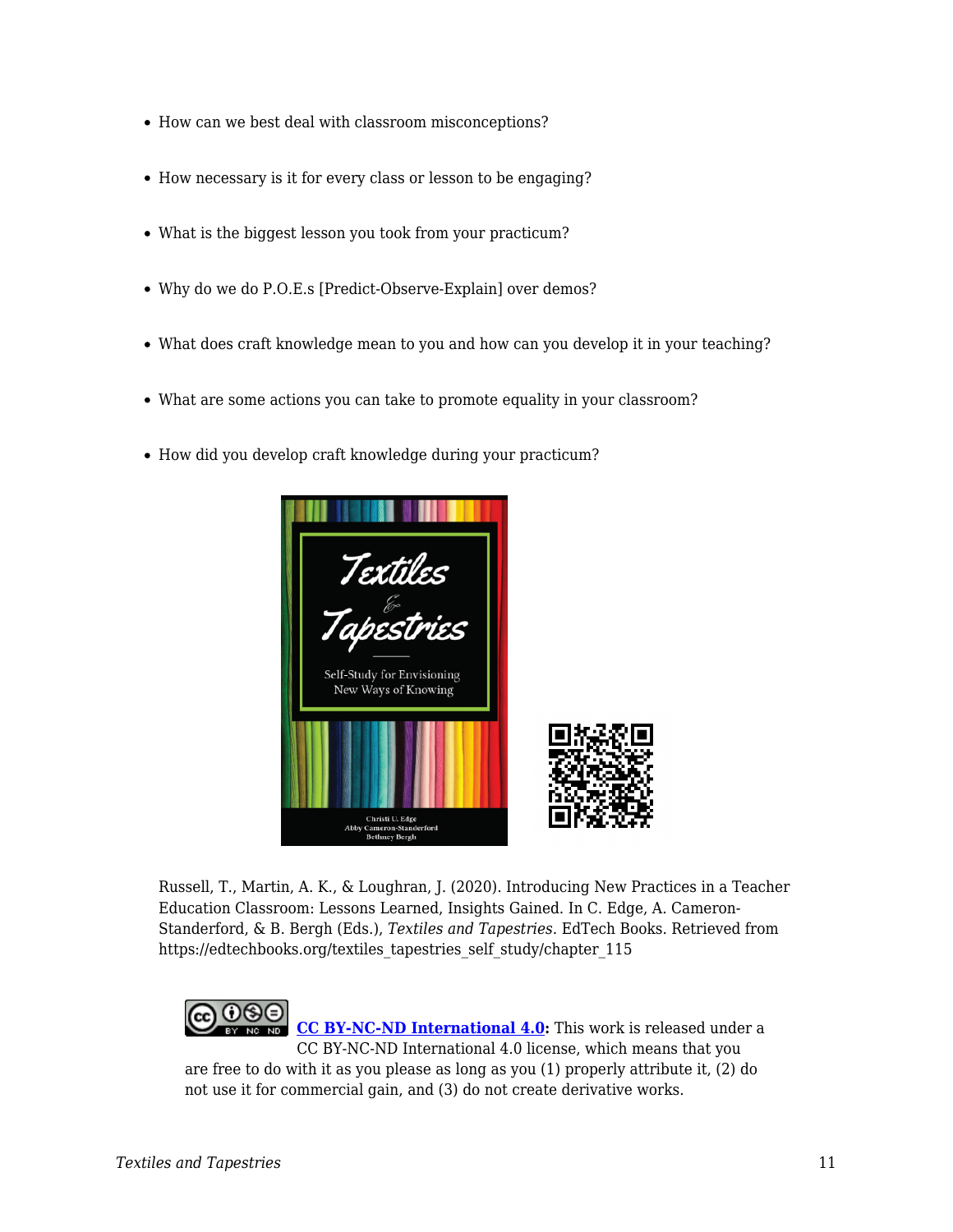- How can we best deal with classroom misconceptions?
- How necessary is it for every class or lesson to be engaging?
- What is the biggest lesson you took from your practicum?
- Why do we do P.O.E.s [Predict-Observe-Explain] over demos?
- What does craft knowledge mean to you and how can you develop it in your teaching?
- What are some actions you can take to promote equality in your classroom?
- How did you develop craft knowledge during your practicum?

Russell, T., Martin, A. K., & Loughran, J. (2020). Introducing New Practices in a Teacher Education Classroom: Lessons Learned, Insights Gained. In C. Edge, A. Cameron-Standerford, & B. Bergh (Eds.), *Textiles and Tapestries*. EdTech Books. Retrieved from https://edtechbooks.org/textiles_tapestries_self_study/chapter_115

**CC BY-NC-ND International 4.0:** This work is released under a CC BY-NC-ND International 4.0 license, which means that you are free to do with it as you please as long as you (1) properly attribute it, (2) do not use it for commercial gain, and (3) do not create derivative works.